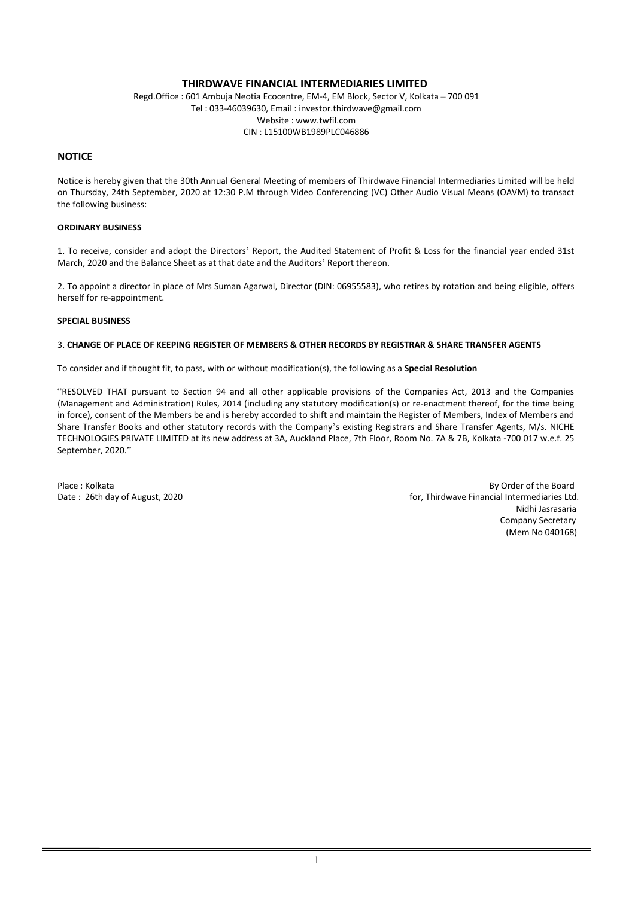# THIRDWAVE FINANCIAL INTERMEDIARIES LIMITED

Regd.Office : 601 Ambuja Neotia Ecocentre, EM-4, EM Block, Sector V, Kolkata – 700 091
Tel : 033-46039630, Email : investor.thirdwave@gmail.com
Website : www.twfil.com
CIN : L15100WB1989PLC046886

## NOTICE

Notice is hereby given that the 30th Annual General Meeting of members of Thirdwave Financial Intermediaries Limited will be held on Thursday, 24th September, 2020 at 12:30 P.M through Video Conferencing (VC) Other Audio Visual Means (OAVM) to transact the following business:

**ORDINARY BUSINESS**

1. To receive, consider and adopt the Directors' Report, the Audited Statement of Profit & Loss for the financial year ended 31st March, 2020 and the Balance Sheet as at that date and the Auditors' Report thereon.

2. To appoint a director in place of Mrs Suman Agarwal, Director (DIN: 06955583), who retires by rotation and being eligible, offers herself for re-appointment.

**SPECIAL BUSINESS**

3. **CHANGE OF PLACE OF KEEPING REGISTER OF MEMBERS & OTHER RECORDS BY REGISTRAR & SHARE TRANSFER AGENTS**

To consider and if thought fit, to pass, with or without modification(s), the following as a **Special Resolution**

"RESOLVED THAT pursuant to Section 94 and all other applicable provisions of the Companies Act, 2013 and the Companies (Management and Administration) Rules, 2014 (including any statutory modification(s) or re-enactment thereof, for the time being in force), consent of the Members be and is hereby accorded to shift and maintain the Register of Members, Index of Members and Share Transfer Books and other statutory records with the Company's existing Registrars and Share Transfer Agents, M/s. NICHE TECHNOLOGIES PRIVATE LIMITED at its new address at 3A, Auckland Place, 7th Floor, Room No. 7A & 7B, Kolkata -700 017 w.e.f. 25 September, 2020."

Place : Kolkata
Date : 26th day of August, 2020

By Order of the Board
for, Thirdwave Financial Intermediaries Ltd.
Nidhi Jasrasaria
Company Secretary
(Mem No 040168)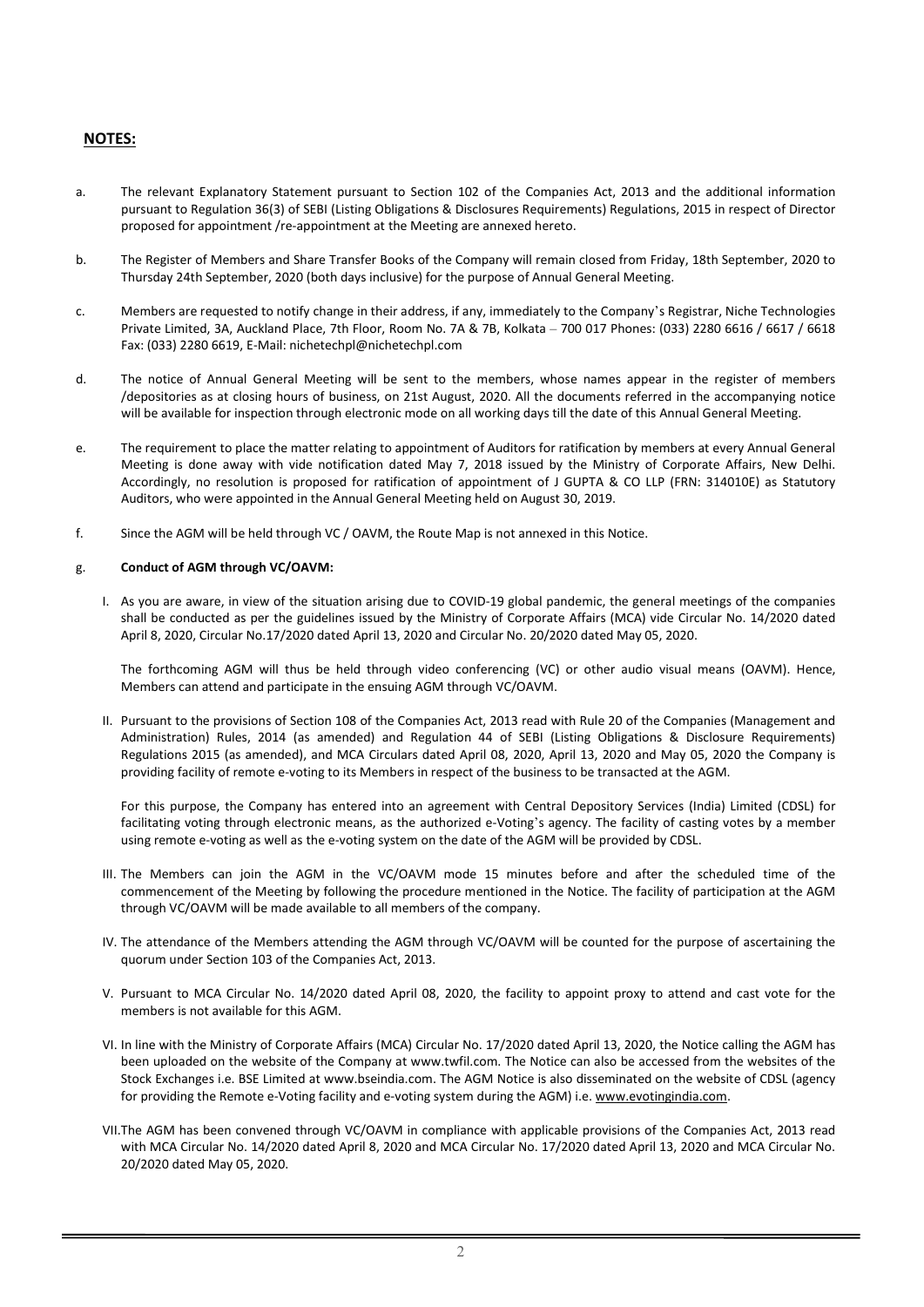## NOTES:

a. The relevant Explanatory Statement pursuant to Section 102 of the Companies Act, 2013 and the additional information pursuant to Regulation 36(3) of SEBI (Listing Obligations & Disclosures Requirements) Regulations, 2015 in respect of Director proposed for appointment /re-appointment at the Meeting are annexed hereto.

b. The Register of Members and Share Transfer Books of the Company will remain closed from Friday, 18th September, 2020 to Thursday 24th September, 2020 (both days inclusive) for the purpose of Annual General Meeting.

c. Members are requested to notify change in their address, if any, immediately to the Company's Registrar, Niche Technologies Private Limited, 3A, Auckland Place, 7th Floor, Room No. 7A & 7B, Kolkata – 700 017 Phones: (033) 2280 6616 / 6617 / 6618 Fax: (033) 2280 6619, E-Mail: nichetechpl@nichetechpl.com

d. The notice of Annual General Meeting will be sent to the members, whose names appear in the register of members /depositories as at closing hours of business, on 21st August, 2020. All the documents referred in the accompanying notice will be available for inspection through electronic mode on all working days till the date of this Annual General Meeting.

e. The requirement to place the matter relating to appointment of Auditors for ratification by members at every Annual General Meeting is done away with vide notification dated May 7, 2018 issued by the Ministry of Corporate Affairs, New Delhi. Accordingly, no resolution is proposed for ratification of appointment of J GUPTA & CO LLP (FRN: 314010E) as Statutory Auditors, who were appointed in the Annual General Meeting held on August 30, 2019.

f. Since the AGM will be held through VC / OAVM, the Route Map is not annexed in this Notice.

g. **Conduct of AGM through VC/OAVM:**

I. As you are aware, in view of the situation arising due to COVID-19 global pandemic, the general meetings of the companies shall be conducted as per the guidelines issued by the Ministry of Corporate Affairs (MCA) vide Circular No. 14/2020 dated April 8, 2020, Circular No.17/2020 dated April 13, 2020 and Circular No. 20/2020 dated May 05, 2020.

The forthcoming AGM will thus be held through video conferencing (VC) or other audio visual means (OAVM). Hence, Members can attend and participate in the ensuing AGM through VC/OAVM.

II. Pursuant to the provisions of Section 108 of the Companies Act, 2013 read with Rule 20 of the Companies (Management and Administration) Rules, 2014 (as amended) and Regulation 44 of SEBI (Listing Obligations & Disclosure Requirements) Regulations 2015 (as amended), and MCA Circulars dated April 08, 2020, April 13, 2020 and May 05, 2020 the Company is providing facility of remote e-voting to its Members in respect of the business to be transacted at the AGM.

For this purpose, the Company has entered into an agreement with Central Depository Services (India) Limited (CDSL) for facilitating voting through electronic means, as the authorized e-Voting's agency. The facility of casting votes by a member using remote e-voting as well as the e-voting system on the date of the AGM will be provided by CDSL.

III. The Members can join the AGM in the VC/OAVM mode 15 minutes before and after the scheduled time of the commencement of the Meeting by following the procedure mentioned in the Notice. The facility of participation at the AGM through VC/OAVM will be made available to all members of the company.

IV. The attendance of the Members attending the AGM through VC/OAVM will be counted for the purpose of ascertaining the quorum under Section 103 of the Companies Act, 2013.

V. Pursuant to MCA Circular No. 14/2020 dated April 08, 2020, the facility to appoint proxy to attend and cast vote for the members is not available for this AGM.

VI. In line with the Ministry of Corporate Affairs (MCA) Circular No. 17/2020 dated April 13, 2020, the Notice calling the AGM has been uploaded on the website of the Company at www.twfil.com. The Notice can also be accessed from the websites of the Stock Exchanges i.e. BSE Limited at www.bseindia.com. The AGM Notice is also disseminated on the website of CDSL (agency for providing the Remote e-Voting facility and e-voting system during the AGM) i.e. www.evotingindia.com.

VII. The AGM has been convened through VC/OAVM in compliance with applicable provisions of the Companies Act, 2013 read with MCA Circular No. 14/2020 dated April 8, 2020 and MCA Circular No. 17/2020 dated April 13, 2020 and MCA Circular No. 20/2020 dated May 05, 2020.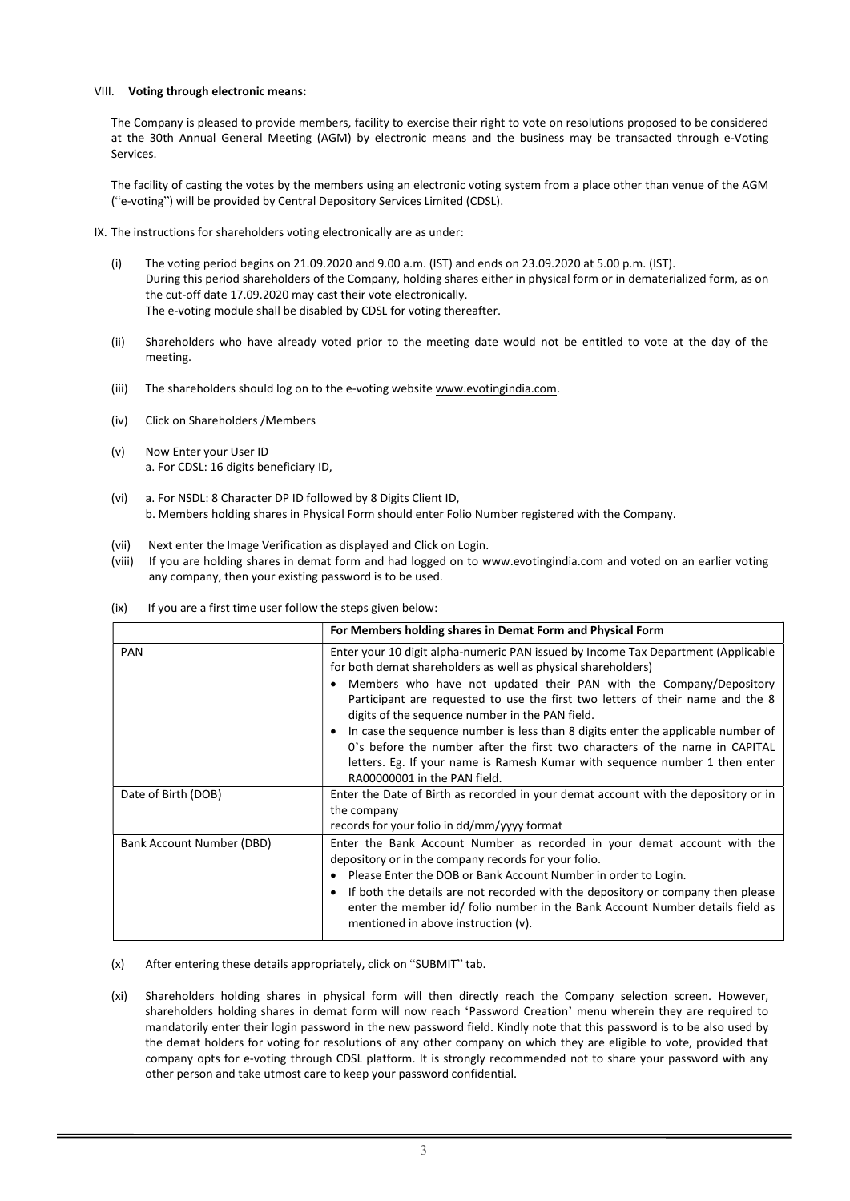VIII. **Voting through electronic means:**

The Company is pleased to provide members, facility to exercise their right to vote on resolutions proposed to be considered at the 30th Annual General Meeting (AGM) by electronic means and the business may be transacted through e-Voting Services.

The facility of casting the votes by the members using an electronic voting system from a place other than venue of the AGM ("e-voting") will be provided by Central Depository Services Limited (CDSL).

IX. The instructions for shareholders voting electronically are as under:

(i) The voting period begins on 21.09.2020 and 9.00 a.m. (IST) and ends on 23.09.2020 at 5.00 p.m. (IST). During this period shareholders of the Company, holding shares either in physical form or in dematerialized form, as on the cut-off date 17.09.2020 may cast their vote electronically. The e-voting module shall be disabled by CDSL for voting thereafter.

(ii) Shareholders who have already voted prior to the meeting date would not be entitled to vote at the day of the meeting.

(iii) The shareholders should log on to the e-voting website www.evotingindia.com.

(iv) Click on Shareholders /Members

(v) Now Enter your User ID
a. For CDSL: 16 digits beneficiary ID,

(vi) a. For NSDL: 8 Character DP ID followed by 8 Digits Client ID,
b. Members holding shares in Physical Form should enter Folio Number registered with the Company.

(vii) Next enter the Image Verification as displayed and Click on Login.

(viii) If you are holding shares in demat form and had logged on to www.evotingindia.com and voted on an earlier voting any company, then your existing password is to be used.

(ix) If you are a first time user follow the steps given below:

| | For Members holding shares in Demat Form and Physical Form |
|---|---|
| PAN | Enter your 10 digit alpha-numeric PAN issued by Income Tax Department (Applicable for both demat shareholders as well as physical shareholders)<br>• Members who have not updated their PAN with the Company/Depository Participant are requested to use the first two letters of their name and the 8 digits of the sequence number in the PAN field.<br>• In case the sequence number is less than 8 digits enter the applicable number of 0's before the number after the first two characters of the name in CAPITAL letters. Eg. If your name is Ramesh Kumar with sequence number 1 then enter RA00000001 in the PAN field. |
| Date of Birth (DOB) | Enter the Date of Birth as recorded in your demat account with the depository or in the company records for your folio in dd/mm/yyyy format |
| Bank Account Number (DBD) | Enter the Bank Account Number as recorded in your demat account with the depository or in the company records for your folio.<br>• Please Enter the DOB or Bank Account Number in order to Login.<br>• If both the details are not recorded with the depository or company then please enter the member id/ folio number in the Bank Account Number details field as mentioned in above instruction (v). |

(x) After entering these details appropriately, click on "SUBMIT" tab.

(xi) Shareholders holding shares in physical form will then directly reach the Company selection screen. However, shareholders holding shares in demat form will now reach 'Password Creation' menu wherein they are required to mandatorily enter their login password in the new password field. Kindly note that this password is to be also used by the demat holders for voting for resolutions of any other company on which they are eligible to vote, provided that company opts for e-voting through CDSL platform. It is strongly recommended not to share your password with any other person and take utmost care to keep your password confidential.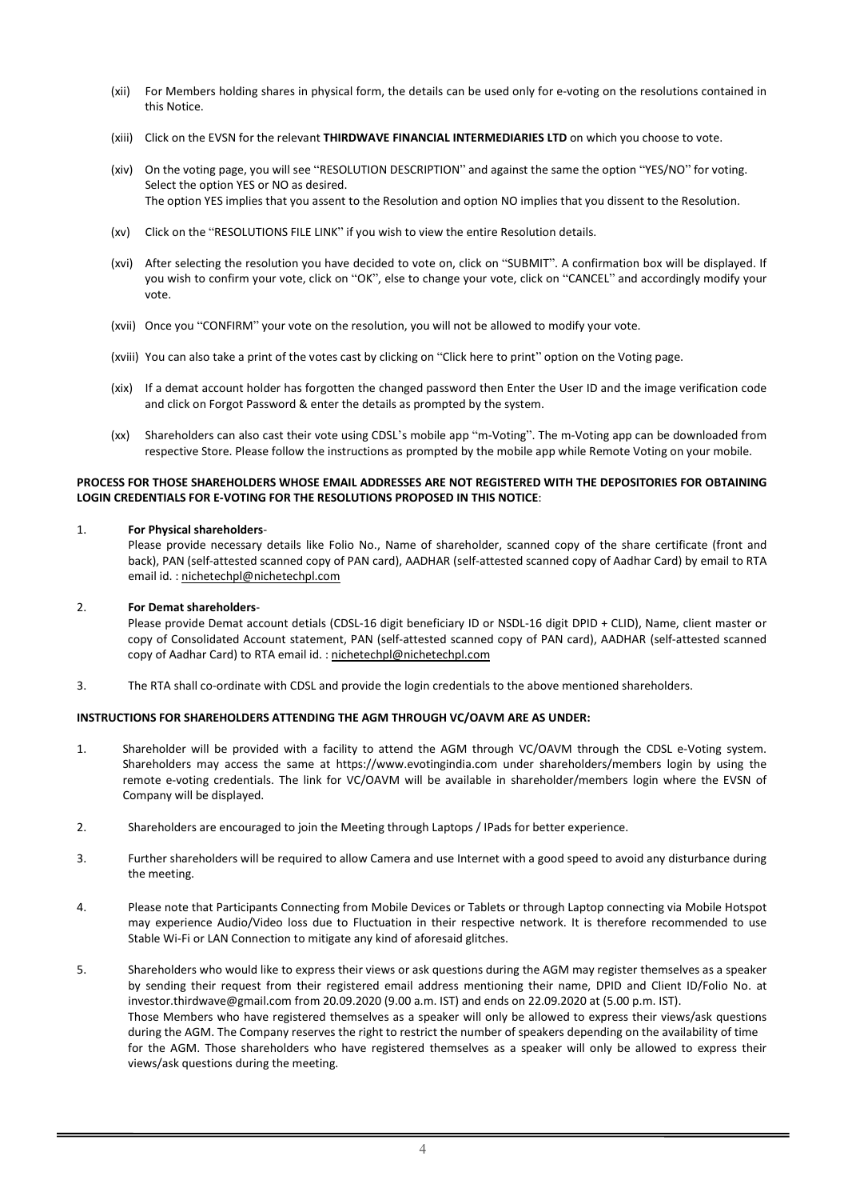(xii) For Members holding shares in physical form, the details can be used only for e-voting on the resolutions contained in this Notice.

(xiii) Click on the EVSN for the relevant **THIRDWAVE FINANCIAL INTERMEDIARIES LTD** on which you choose to vote.

(xiv) On the voting page, you will see "RESOLUTION DESCRIPTION" and against the same the option "YES/NO" for voting. Select the option YES or NO as desired.
The option YES implies that you assent to the Resolution and option NO implies that you dissent to the Resolution.

(xv) Click on the "RESOLUTIONS FILE LINK" if you wish to view the entire Resolution details.

(xvi) After selecting the resolution you have decided to vote on, click on "SUBMIT". A confirmation box will be displayed. If you wish to confirm your vote, click on "OK", else to change your vote, click on "CANCEL" and accordingly modify your vote.

(xvii) Once you "CONFIRM" your vote on the resolution, you will not be allowed to modify your vote.

(xviii) You can also take a print of the votes cast by clicking on "Click here to print" option on the Voting page.

(xix) If a demat account holder has forgotten the changed password then Enter the User ID and the image verification code and click on Forgot Password & enter the details as prompted by the system.

(xx) Shareholders can also cast their vote using CDSL's mobile app "m-Voting". The m-Voting app can be downloaded from respective Store. Please follow the instructions as prompted by the mobile app while Remote Voting on your mobile.

**PROCESS FOR THOSE SHAREHOLDERS WHOSE EMAIL ADDRESSES ARE NOT REGISTERED WITH THE DEPOSITORIES FOR OBTAINING LOGIN CREDENTIALS FOR E-VOTING FOR THE RESOLUTIONS PROPOSED IN THIS NOTICE**:

1. **For Physical shareholders**-
Please provide necessary details like Folio No., Name of shareholder, scanned copy of the share certificate (front and back), PAN (self-attested scanned copy of PAN card), AADHAR (self-attested scanned copy of Aadhar Card) by email to RTA email id. : nichetechpl@nichetechpl.com

2. **For Demat shareholders**-
Please provide Demat account detials (CDSL-16 digit beneficiary ID or NSDL-16 digit DPID + CLID), Name, client master or copy of Consolidated Account statement, PAN (self-attested scanned copy of PAN card), AADHAR (self-attested scanned copy of Aadhar Card) to RTA email id. : nichetechpl@nichetechpl.com

3. The RTA shall co-ordinate with CDSL and provide the login credentials to the above mentioned shareholders.

**INSTRUCTIONS FOR SHAREHOLDERS ATTENDING THE AGM THROUGH VC/OAVM ARE AS UNDER:**

1. Shareholder will be provided with a facility to attend the AGM through VC/OAVM through the CDSL e-Voting system. Shareholders may access the same at https://www.evotingindia.com under shareholders/members login by using the remote e-voting credentials. The link for VC/OAVM will be available in shareholder/members login where the EVSN of Company will be displayed.

2. Shareholders are encouraged to join the Meeting through Laptops / IPads for better experience.

3. Further shareholders will be required to allow Camera and use Internet with a good speed to avoid any disturbance during the meeting.

4. Please note that Participants Connecting from Mobile Devices or Tablets or through Laptop connecting via Mobile Hotspot may experience Audio/Video loss due to Fluctuation in their respective network. It is therefore recommended to use Stable Wi-Fi or LAN Connection to mitigate any kind of aforesaid glitches.

5. Shareholders who would like to express their views or ask questions during the AGM may register themselves as a speaker by sending their request from their registered email address mentioning their name, DPID and Client ID/Folio No. at investor.thirdwave@gmail.com from 20.09.2020 (9.00 a.m. IST) and ends on 22.09.2020 at (5.00 p.m. IST).
Those Members who have registered themselves as a speaker will only be allowed to express their views/ask questions during the AGM. The Company reserves the right to restrict the number of speakers depending on the availability of time for the AGM. Those shareholders who have registered themselves as a speaker will only be allowed to express their views/ask questions during the meeting.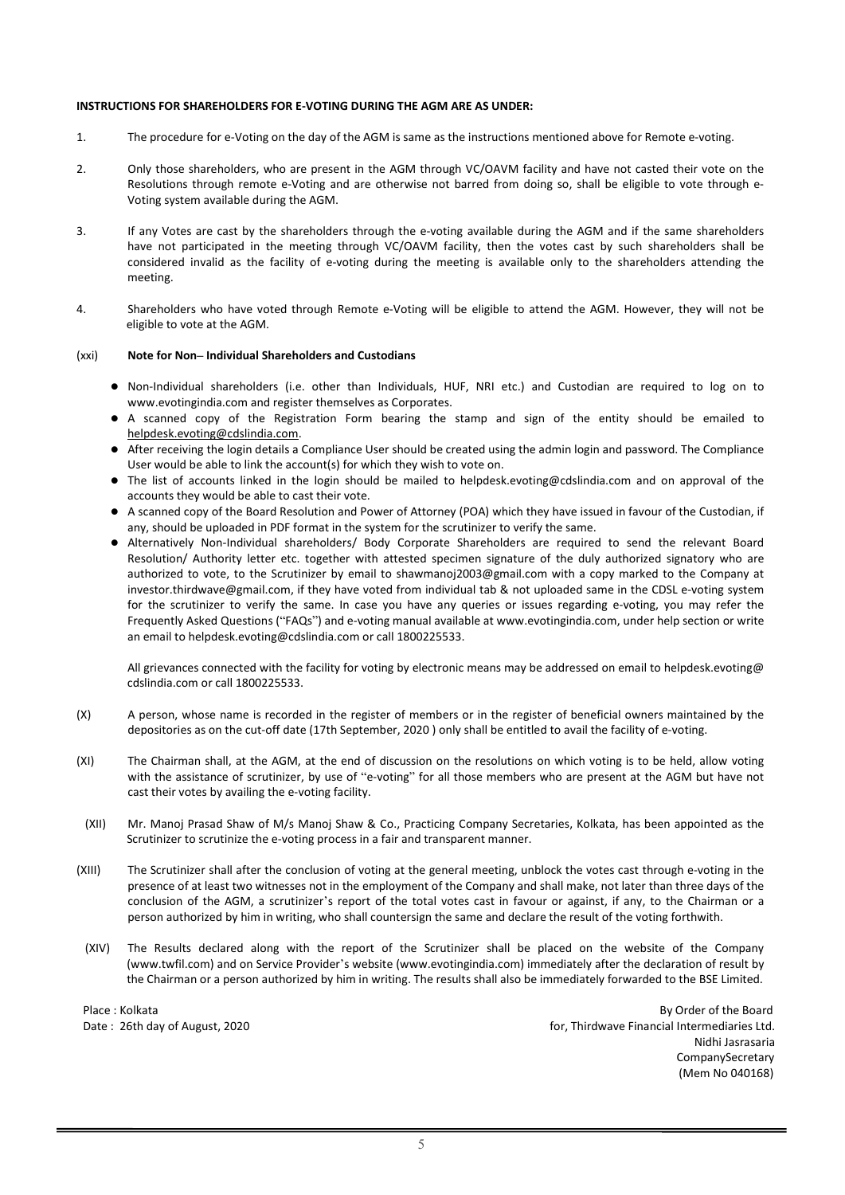**INSTRUCTIONS FOR SHAREHOLDERS FOR E-VOTING DURING THE AGM ARE AS UNDER:**

1. The procedure for e-Voting on the day of the AGM is same as the instructions mentioned above for Remote e-voting.

2. Only those shareholders, who are present in the AGM through VC/OAVM facility and have not casted their vote on the Resolutions through remote e-Voting and are otherwise not barred from doing so, shall be eligible to vote through e-Voting system available during the AGM.

3. If any Votes are cast by the shareholders through the e-voting available during the AGM and if the same shareholders have not participated in the meeting through VC/OAVM facility, then the votes cast by such shareholders shall be considered invalid as the facility of e-voting during the meeting is available only to the shareholders attending the meeting.

4. Shareholders who have voted through Remote e-Voting will be eligible to attend the AGM. However, they will not be eligible to vote at the AGM.

(xxi) **Note for Non– Individual Shareholders and Custodians**

- Non-Individual shareholders (i.e. other than Individuals, HUF, NRI etc.) and Custodian are required to log on to www.evotingindia.com and register themselves as Corporates.
- A scanned copy of the Registration Form bearing the stamp and sign of the entity should be emailed to helpdesk.evoting@cdslindia.com.
- After receiving the login details a Compliance User should be created using the admin login and password. The Compliance User would be able to link the account(s) for which they wish to vote on.
- The list of accounts linked in the login should be mailed to helpdesk.evoting@cdslindia.com and on approval of the accounts they would be able to cast their vote.
- A scanned copy of the Board Resolution and Power of Attorney (POA) which they have issued in favour of the Custodian, if any, should be uploaded in PDF format in the system for the scrutinizer to verify the same.
- Alternatively Non-Individual shareholders/ Body Corporate Shareholders are required to send the relevant Board Resolution/ Authority letter etc. together with attested specimen signature of the duly authorized signatory who are authorized to vote, to the Scrutinizer by email to shawmanoj2003@gmail.com with a copy marked to the Company at investor.thirdwave@gmail.com, if they have voted from individual tab & not uploaded same in the CDSL e-voting system for the scrutinizer to verify the same. In case you have any queries or issues regarding e-voting, you may refer the Frequently Asked Questions ("FAQs") and e-voting manual available at www.evotingindia.com, under help section or write an email to helpdesk.evoting@cdslindia.com or call 1800225533.

All grievances connected with the facility for voting by electronic means may be addressed on email to helpdesk.evoting@ cdslindia.com or call 1800225533.

(X) A person, whose name is recorded in the register of members or in the register of beneficial owners maintained by the depositories as on the cut-off date (17th September, 2020 ) only shall be entitled to avail the facility of e-voting.

(XI) The Chairman shall, at the AGM, at the end of discussion on the resolutions on which voting is to be held, allow voting with the assistance of scrutinizer, by use of "e-voting" for all those members who are present at the AGM but have not cast their votes by availing the e-voting facility.

(XII) Mr. Manoj Prasad Shaw of M/s Manoj Shaw & Co., Practicing Company Secretaries, Kolkata, has been appointed as the Scrutinizer to scrutinize the e-voting process in a fair and transparent manner.

(XIII) The Scrutinizer shall after the conclusion of voting at the general meeting, unblock the votes cast through e-voting in the presence of at least two witnesses not in the employment of the Company and shall make, not later than three days of the conclusion of the AGM, a scrutinizer's report of the total votes cast in favour or against, if any, to the Chairman or a person authorized by him in writing, who shall countersign the same and declare the result of the voting forthwith.

(XIV) The Results declared along with the report of the Scrutinizer shall be placed on the website of the Company (www.twfil.com) and on Service Provider's website (www.evotingindia.com) immediately after the declaration of result by the Chairman or a person authorized by him in writing. The results shall also be immediately forwarded to the BSE Limited.

Place : Kolkata
Date : 26th day of August, 2020

By Order of the Board
for, Thirdwave Financial Intermediaries Ltd.
Nidhi Jasrasaria
CompanySecretary
(Mem No 040168)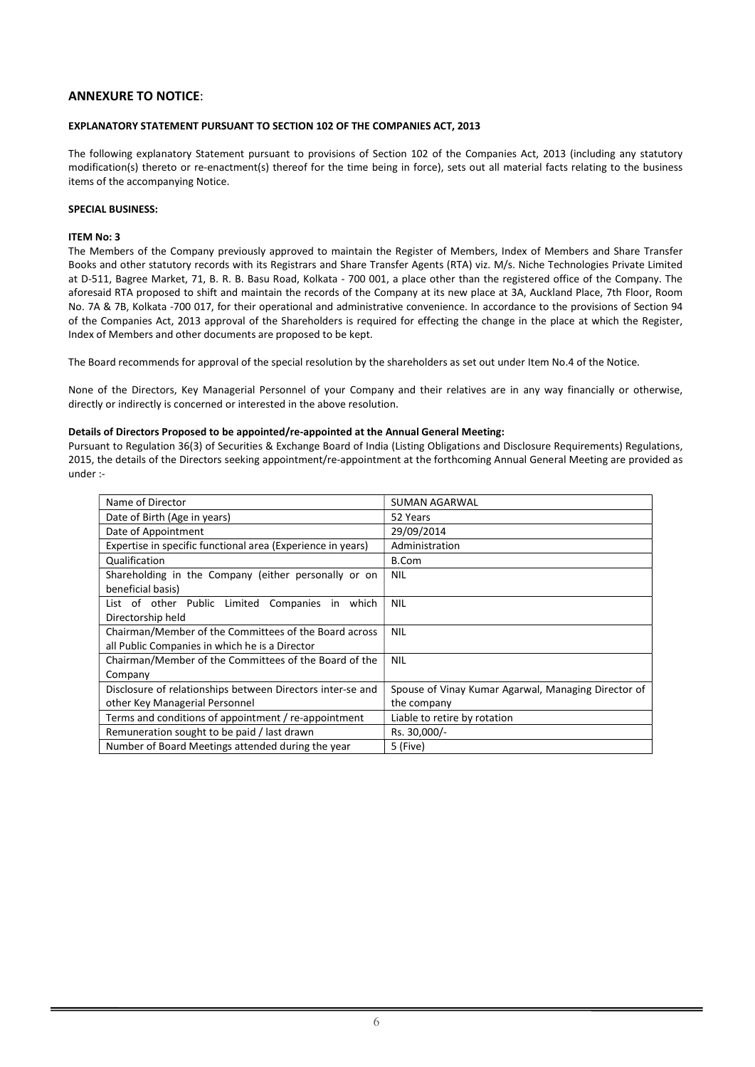## ANNEXURE TO NOTICE:

**EXPLANATORY STATEMENT PURSUANT TO SECTION 102 OF THE COMPANIES ACT, 2013**

The following explanatory Statement pursuant to provisions of Section 102 of the Companies Act, 2013 (including any statutory modification(s) thereto or re-enactment(s) thereof for the time being in force), sets out all material facts relating to the business items of the accompanying Notice.

**SPECIAL BUSINESS:**

**ITEM No: 3**

The Members of the Company previously approved to maintain the Register of Members, Index of Members and Share Transfer Books and other statutory records with its Registrars and Share Transfer Agents (RTA) viz. M/s. Niche Technologies Private Limited at D-511, Bagree Market, 71, B. R. B. Basu Road, Kolkata - 700 001, a place other than the registered office of the Company. The aforesaid RTA proposed to shift and maintain the records of the Company at its new place at 3A, Auckland Place, 7th Floor, Room No. 7A & 7B, Kolkata -700 017, for their operational and administrative convenience. In accordance to the provisions of Section 94 of the Companies Act, 2013 approval of the Shareholders is required for effecting the change in the place at which the Register, Index of Members and other documents are proposed to be kept.

The Board recommends for approval of the special resolution by the shareholders as set out under Item No.4 of the Notice.

None of the Directors, Key Managerial Personnel of your Company and their relatives are in any way financially or otherwise, directly or indirectly is concerned or interested in the above resolution.

**Details of Directors Proposed to be appointed/re-appointed at the Annual General Meeting:**

Pursuant to Regulation 36(3) of Securities & Exchange Board of India (Listing Obligations and Disclosure Requirements) Regulations, 2015, the details of the Directors seeking appointment/re-appointment at the forthcoming Annual General Meeting are provided as under :-

| | |
|---|---|
| Name of Director | SUMAN AGARWAL |
| Date of Birth (Age in years) | 52 Years |
| Date of Appointment | 29/09/2014 |
| Expertise in specific functional area (Experience in years) | Administration |
| Qualification | B.Com |
| Shareholding in the Company (either personally or on beneficial basis) | NIL |
| List of other Public Limited Companies in which Directorship held | NIL |
| Chairman/Member of the Committees of the Board across all Public Companies in which he is a Director | NIL |
| Chairman/Member of the Committees of the Board of the Company | NIL |
| Disclosure of relationships between Directors inter-se and other Key Managerial Personnel | Spouse of Vinay Kumar Agarwal, Managing Director of the company |
| Terms and conditions of appointment / re-appointment | Liable to retire by rotation |
| Remuneration sought to be paid / last drawn | Rs. 30,000/- |
| Number of Board Meetings attended during the year | 5 (Five) |